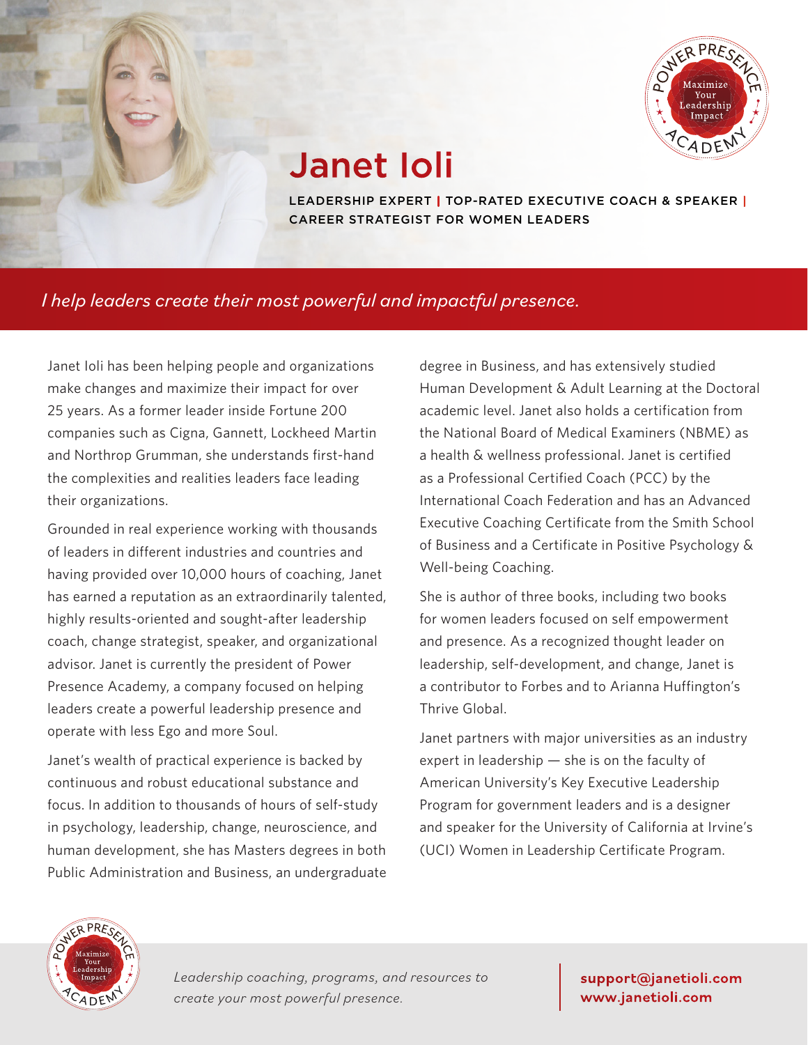# Janet Ioli

LEADERSHIP EXPERT | TOP-RATED EXECUTIVE COACH & SPEAKER | CAREER STRATEGIST FOR WOMEN LEADERS

*I help leaders create their most powerful and impactful presence.*

Janet Ioli has been helping people and organizations make changes and maximize their impact for over 25 years. As a former leader inside Fortune 200 companies such as Cigna, Gannett, Lockheed Martin and Northrop Grumman, she understands first-hand the complexities and realities leaders face leading their organizations.

Grounded in real experience working with thousands of leaders in different industries and countries and having provided over 10,000 hours of coaching, Janet has earned a reputation as an extraordinarily talented, highly results-oriented and sought-after leadership coach, change strategist, speaker, and organizational advisor. Janet is currently the president of Power Presence Academy, a company focused on helping leaders create a powerful leadership presence and operate with less Ego and more Soul.

Janet's wealth of practical experience is backed by continuous and robust educational substance and focus. In addition to thousands of hours of self-study in psychology, leadership, change, neuroscience, and human development, she has Masters degrees in both Public Administration and Business, an undergraduate degree in Business, and has extensively studied Human Development & Adult Learning at the Doctoral academic level. Janet also holds a certification from the National Board of Medical Examiners (NBME) as a health & wellness professional. Janet is certified as a Professional Certified Coach (PCC) by the International Coach Federation and has an Advanced Executive Coaching Certificate from the Smith School of Business and a Certificate in Positive Psychology & Well-being Coaching.

She is author of three books, including two books for women leaders focused on self empowerment and presence. As a recognized thought leader on leadership, self-development, and change, Janet is a contributor to Forbes and to Arianna Huffington's Thrive Global.

Janet partners with major universities as an industry expert in leadership — she is on the faculty of American University's Key Executive Leadership Program for government leaders and is a designer and speaker for the University of California at Irvine's (UCI) Women in Leadership Certificate Program.

*Leadership coaching, programs, and resources to create your most powerful presence.*

**support@janetioli.com**
**www.janetioli.com**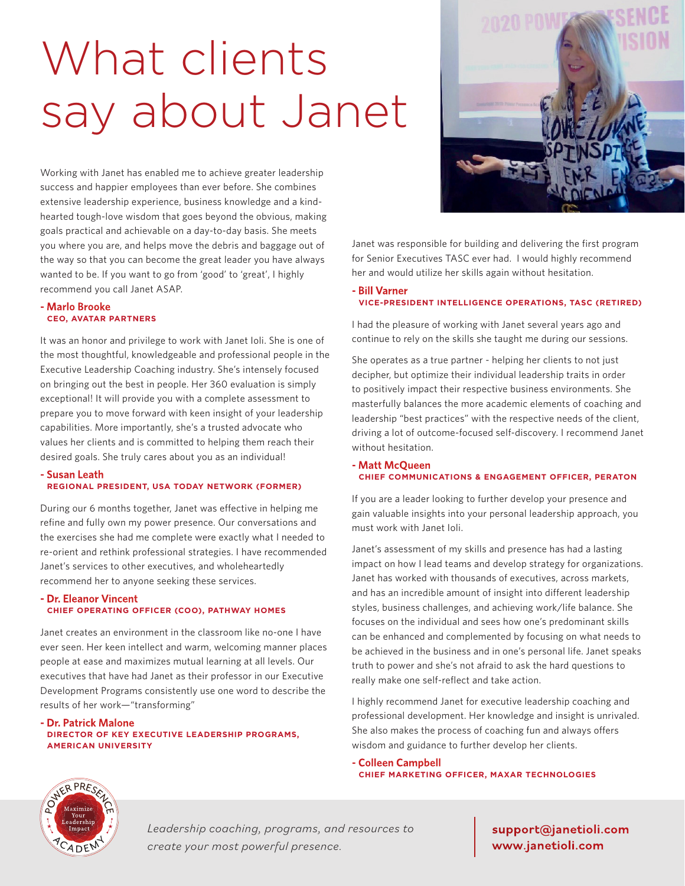# What clients say about Janet

Working with Janet has enabled me to achieve greater leadership success and happier employees than ever before. She combines extensive leadership experience, business knowledge and a kind-hearted tough-love wisdom that goes beyond the obvious, making goals practical and achievable on a day-to-day basis. She meets you where you are, and helps move the debris and baggage out of the way so that you can become the great leader you have always wanted to be. If you want to go from 'good' to 'great', I highly recommend you call Janet ASAP.

**- Marlo Brooke**
**CEO, AVATAR PARTNERS**

It was an honor and privilege to work with Janet Ioli. She is one of the most thoughtful, knowledgeable and professional people in the Executive Leadership Coaching industry. She's intensely focused on bringing out the best in people. Her 360 evaluation is simply exceptional! It will provide you with a complete assessment to prepare you to move forward with keen insight of your leadership capabilities. More importantly, she's a trusted advocate who values her clients and is committed to helping them reach their desired goals. She truly cares about you as an individual!

**- Susan Leath**
**REGIONAL PRESIDENT, USA TODAY NETWORK (FORMER)**

During our 6 months together, Janet was effective in helping me refine and fully own my power presence. Our conversations and the exercises she had me complete were exactly what I needed to re-orient and rethink professional strategies. I have recommended Janet's services to other executives, and wholeheartedly recommend her to anyone seeking these services.

**- Dr. Eleanor Vincent**
**CHIEF OPERATING OFFICER (COO), PATHWAY HOMES**

Janet creates an environment in the classroom like no-one I have ever seen. Her keen intellect and warm, welcoming manner places people at ease and maximizes mutual learning at all levels. Our executives that have had Janet as their professor in our Executive Development Programs consistently use one word to describe the results of her work—"transforming"

**- Dr. Patrick Malone**
**DIRECTOR OF KEY EXECUTIVE LEADERSHIP PROGRAMS, AMERICAN UNIVERSITY**

Janet was responsible for building and delivering the first program for Senior Executives TASC ever had. I would highly recommend her and would utilize her skills again without hesitation.

**- Bill Varner**
**VICE-PRESIDENT INTELLIGENCE OPERATIONS, TASC (RETIRED)**

I had the pleasure of working with Janet several years ago and continue to rely on the skills she taught me during our sessions.

She operates as a true partner - helping her clients to not just decipher, but optimize their individual leadership traits in order to positively impact their respective business environments. She masterfully balances the more academic elements of coaching and leadership "best practices" with the respective needs of the client, driving a lot of outcome-focused self-discovery. I recommend Janet without hesitation.

**- Matt McQueen**
**CHIEF COMMUNICATIONS & ENGAGEMENT OFFICER, PERATON**

If you are a leader looking to further develop your presence and gain valuable insights into your personal leadership approach, you must work with Janet Ioli.

Janet's assessment of my skills and presence has had a lasting impact on how I lead teams and develop strategy for organizations. Janet has worked with thousands of executives, across markets, and has an incredible amount of insight into different leadership styles, business challenges, and achieving work/life balance. She focuses on the individual and sees how one's predominant skills can be enhanced and complemented by focusing on what needs to be achieved in the business and in one's personal life. Janet speaks truth to power and she's not afraid to ask the hard questions to really make one self-reflect and take action.

I highly recommend Janet for executive leadership coaching and professional development. Her knowledge and insight is unrivaled. She also makes the process of coaching fun and always offers wisdom and guidance to further develop her clients.

**- Colleen Campbell**
**CHIEF MARKETING OFFICER, MAXAR TECHNOLOGIES**

POWER PRESENCE ACADEMY
Maximize Your Leadership Impact

*Leadership coaching, programs, and resources to create your most powerful presence.*

**support@janetioli.com**
**www.janetioli.com**